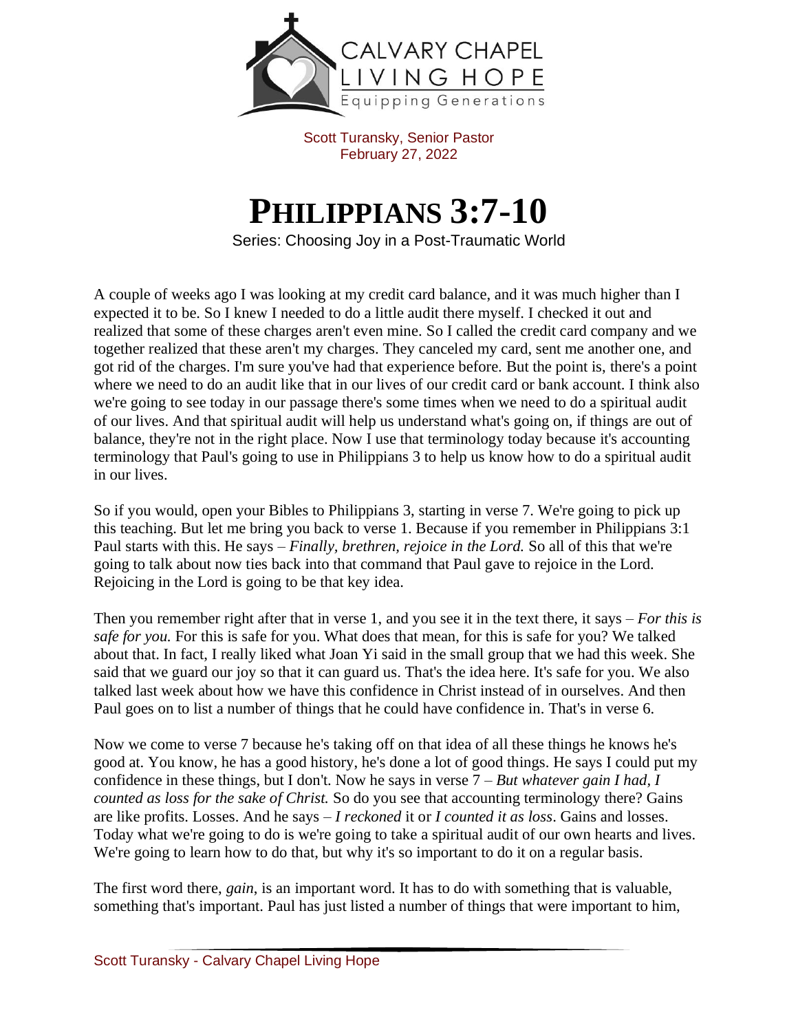CALVARY CHAPEL
LIVING HOPE
Equipping Generations

Scott Turansky, Senior Pastor
February 27, 2022

# PHILIPPIANS 3:7-10

Series: Choosing Joy in a Post-Traumatic World

A couple of weeks ago I was looking at my credit card balance, and it was much higher than I expected it to be. So I knew I needed to do a little audit there myself. I checked it out and realized that some of these charges aren't even mine. So I called the credit card company and we together realized that these aren't my charges. They canceled my card, sent me another one, and got rid of the charges. I'm sure you've had that experience before. But the point is, there's a point where we need to do an audit like that in our lives of our credit card or bank account. I think also we're going to see today in our passage there's some times when we need to do a spiritual audit of our lives. And that spiritual audit will help us understand what's going on, if things are out of balance, they're not in the right place. Now I use that terminology today because it's accounting terminology that Paul's going to use in Philippians 3 to help us know how to do a spiritual audit in our lives.

So if you would, open your Bibles to Philippians 3, starting in verse 7. We're going to pick up this teaching. But let me bring you back to verse 1. Because if you remember in Philippians 3:1 Paul starts with this. He says – *Finally, brethren, rejoice in the Lord.* So all of this that we're going to talk about now ties back into that command that Paul gave to rejoice in the Lord. Rejoicing in the Lord is going to be that key idea.

Then you remember right after that in verse 1, and you see it in the text there, it says – *For this is safe for you.* For this is safe for you. What does that mean, for this is safe for you? We talked about that. In fact, I really liked what Joan Yi said in the small group that we had this week. She said that we guard our joy so that it can guard us. That's the idea here. It's safe for you. We also talked last week about how we have this confidence in Christ instead of in ourselves. And then Paul goes on to list a number of things that he could have confidence in. That's in verse 6.

Now we come to verse 7 because he's taking off on that idea of all these things he knows he's good at. You know, he has a good history, he's done a lot of good things. He says I could put my confidence in these things, but I don't. Now he says in verse 7 – *But whatever gain I had, I counted as loss for the sake of Christ.* So do you see that accounting terminology there? Gains are like profits. Losses. And he says – *I reckoned* it or *I counted it as loss*. Gains and losses. Today what we're going to do is we're going to take a spiritual audit of our own hearts and lives. We're going to learn how to do that, but why it's so important to do it on a regular basis.

The first word there, *gain*, is an important word. It has to do with something that is valuable, something that's important. Paul has just listed a number of things that were important to him,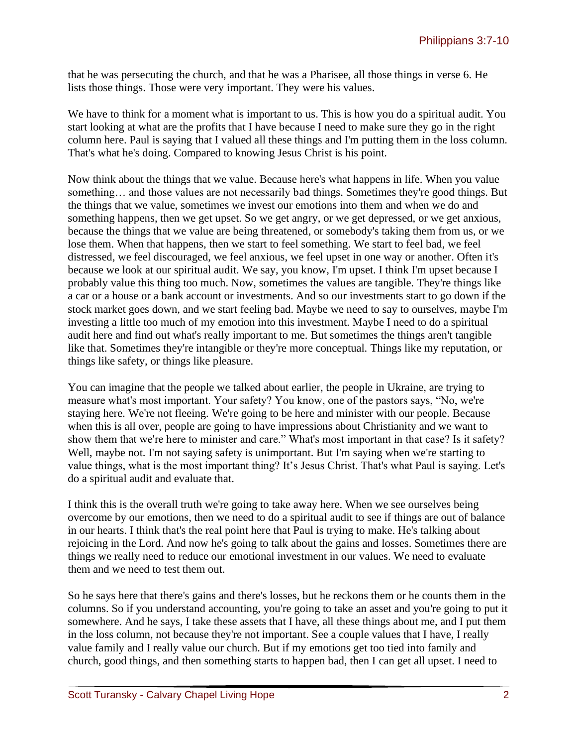that he was persecuting the church, and that he was a Pharisee, all those things in verse 6. He lists those things. Those were very important. They were his values.

We have to think for a moment what is important to us. This is how you do a spiritual audit. You start looking at what are the profits that I have because I need to make sure they go in the right column here. Paul is saying that I valued all these things and I'm putting them in the loss column. That's what he's doing. Compared to knowing Jesus Christ is his point.

Now think about the things that we value. Because here's what happens in life. When you value something… and those values are not necessarily bad things. Sometimes they're good things. But the things that we value, sometimes we invest our emotions into them and when we do and something happens, then we get upset. So we get angry, or we get depressed, or we get anxious, because the things that we value are being threatened, or somebody's taking them from us, or we lose them. When that happens, then we start to feel something. We start to feel bad, we feel distressed, we feel discouraged, we feel anxious, we feel upset in one way or another. Often it's because we look at our spiritual audit. We say, you know, I'm upset. I think I'm upset because I probably value this thing too much. Now, sometimes the values are tangible. They're things like a car or a house or a bank account or investments. And so our investments start to go down if the stock market goes down, and we start feeling bad. Maybe we need to say to ourselves, maybe I'm investing a little too much of my emotion into this investment. Maybe I need to do a spiritual audit here and find out what's really important to me. But sometimes the things aren't tangible like that. Sometimes they're intangible or they're more conceptual. Things like my reputation, or things like safety, or things like pleasure.

You can imagine that the people we talked about earlier, the people in Ukraine, are trying to measure what's most important. Your safety? You know, one of the pastors says, "No, we're staying here. We're not fleeing. We're going to be here and minister with our people. Because when this is all over, people are going to have impressions about Christianity and we want to show them that we're here to minister and care." What's most important in that case? Is it safety? Well, maybe not. I'm not saying safety is unimportant. But I'm saying when we're starting to value things, what is the most important thing? It's Jesus Christ. That's what Paul is saying. Let's do a spiritual audit and evaluate that.

I think this is the overall truth we're going to take away here. When we see ourselves being overcome by our emotions, then we need to do a spiritual audit to see if things are out of balance in our hearts. I think that's the real point here that Paul is trying to make. He's talking about rejoicing in the Lord. And now he's going to talk about the gains and losses. Sometimes there are things we really need to reduce our emotional investment in our values. We need to evaluate them and we need to test them out.

So he says here that there's gains and there's losses, but he reckons them or he counts them in the columns. So if you understand accounting, you're going to take an asset and you're going to put it somewhere. And he says, I take these assets that I have, all these things about me, and I put them in the loss column, not because they're not important. See a couple values that I have, I really value family and I really value our church. But if my emotions get too tied into family and church, good things, and then something starts to happen bad, then I can get all upset. I need to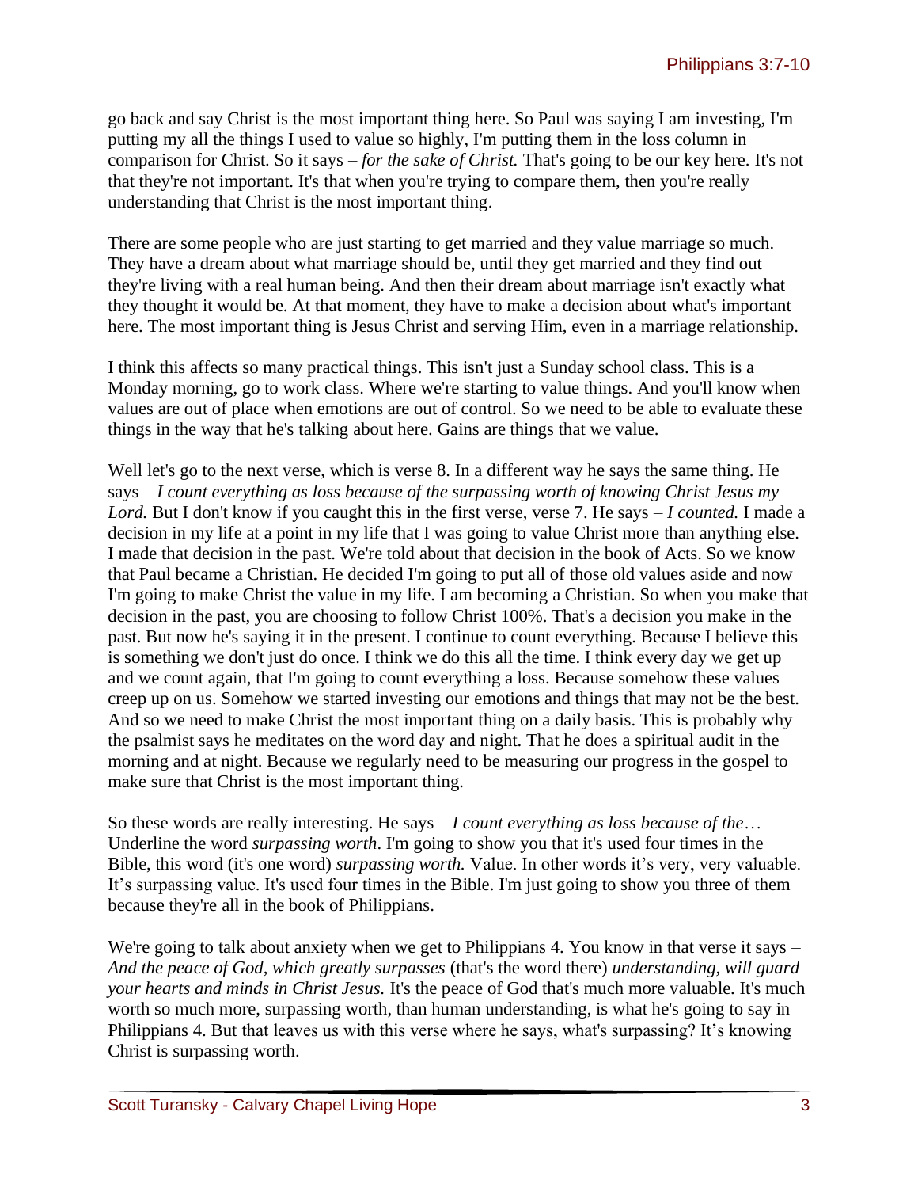go back and say Christ is the most important thing here. So Paul was saying I am investing, I'm putting my all the things I used to value so highly, I'm putting them in the loss column in comparison for Christ. So it says – *for the sake of Christ.* That's going to be our key here. It's not that they're not important. It's that when you're trying to compare them, then you're really understanding that Christ is the most important thing.

There are some people who are just starting to get married and they value marriage so much. They have a dream about what marriage should be, until they get married and they find out they're living with a real human being. And then their dream about marriage isn't exactly what they thought it would be. At that moment, they have to make a decision about what's important here. The most important thing is Jesus Christ and serving Him, even in a marriage relationship.

I think this affects so many practical things. This isn't just a Sunday school class. This is a Monday morning, go to work class. Where we're starting to value things. And you'll know when values are out of place when emotions are out of control. So we need to be able to evaluate these things in the way that he's talking about here. Gains are things that we value.

Well let's go to the next verse, which is verse 8. In a different way he says the same thing. He says – *I count everything as loss because of the surpassing worth of knowing Christ Jesus my Lord.* But I don't know if you caught this in the first verse, verse 7. He says – *I counted.* I made a decision in my life at a point in my life that I was going to value Christ more than anything else. I made that decision in the past. We're told about that decision in the book of Acts. So we know that Paul became a Christian. He decided I'm going to put all of those old values aside and now I'm going to make Christ the value in my life. I am becoming a Christian. So when you make that decision in the past, you are choosing to follow Christ 100%. That's a decision you make in the past. But now he's saying it in the present. I continue to count everything. Because I believe this is something we don't just do once. I think we do this all the time. I think every day we get up and we count again, that I'm going to count everything a loss. Because somehow these values creep up on us. Somehow we started investing our emotions and things that may not be the best. And so we need to make Christ the most important thing on a daily basis. This is probably why the psalmist says he meditates on the word day and night. That he does a spiritual audit in the morning and at night. Because we regularly need to be measuring our progress in the gospel to make sure that Christ is the most important thing.

So these words are really interesting. He says – *I count everything as loss because of the*… Underline the word *surpassing worth*. I'm going to show you that it's used four times in the Bible, this word (it's one word) *surpassing worth.* Value. In other words it's very, very valuable. It's surpassing value. It's used four times in the Bible. I'm just going to show you three of them because they're all in the book of Philippians.

We're going to talk about anxiety when we get to Philippians 4. You know in that verse it says – *And the peace of God, which greatly surpasses* (that's the word there) *understanding, will guard your hearts and minds in Christ Jesus.* It's the peace of God that's much more valuable. It's much worth so much more, surpassing worth, than human understanding, is what he's going to say in Philippians 4. But that leaves us with this verse where he says, what's surpassing? It's knowing Christ is surpassing worth.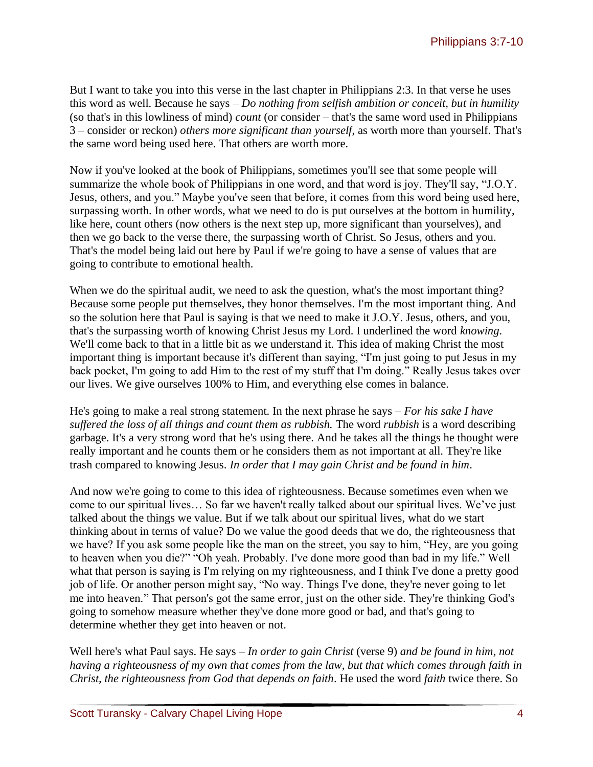But I want to take you into this verse in the last chapter in Philippians 2:3. In that verse he uses this word as well. Because he says – *Do nothing from selfish ambition or conceit, but in humility* (so that's in this lowliness of mind) *count* (or consider – that's the same word used in Philippians 3 – consider or reckon) *others more significant than yourself*, as worth more than yourself. That's the same word being used here. That others are worth more.

Now if you've looked at the book of Philippians, sometimes you'll see that some people will summarize the whole book of Philippians in one word, and that word is joy. They'll say, "J.O.Y. Jesus, others, and you." Maybe you've seen that before, it comes from this word being used here, surpassing worth. In other words, what we need to do is put ourselves at the bottom in humility, like here, count others (now others is the next step up, more significant than yourselves), and then we go back to the verse there, the surpassing worth of Christ. So Jesus, others and you. That's the model being laid out here by Paul if we're going to have a sense of values that are going to contribute to emotional health.

When we do the spiritual audit, we need to ask the question, what's the most important thing? Because some people put themselves, they honor themselves. I'm the most important thing. And so the solution here that Paul is saying is that we need to make it J.O.Y. Jesus, others, and you, that's the surpassing worth of knowing Christ Jesus my Lord. I underlined the word *knowing*. We'll come back to that in a little bit as we understand it. This idea of making Christ the most important thing is important because it's different than saying, "I'm just going to put Jesus in my back pocket, I'm going to add Him to the rest of my stuff that I'm doing." Really Jesus takes over our lives. We give ourselves 100% to Him, and everything else comes in balance.

He's going to make a real strong statement. In the next phrase he says – *For his sake I have suffered the loss of all things and count them as rubbish.* The word *rubbish* is a word describing garbage. It's a very strong word that he's using there. And he takes all the things he thought were really important and he counts them or he considers them as not important at all. They're like trash compared to knowing Jesus. *In order that I may gain Christ and be found in him*.

And now we're going to come to this idea of righteousness. Because sometimes even when we come to our spiritual lives… So far we haven't really talked about our spiritual lives. We've just talked about the things we value. But if we talk about our spiritual lives, what do we start thinking about in terms of value? Do we value the good deeds that we do, the righteousness that we have? If you ask some people like the man on the street, you say to him, "Hey, are you going to heaven when you die?" "Oh yeah. Probably. I've done more good than bad in my life." Well what that person is saying is I'm relying on my righteousness, and I think I've done a pretty good job of life. Or another person might say, "No way. Things I've done, they're never going to let me into heaven." That person's got the same error, just on the other side. They're thinking God's going to somehow measure whether they've done more good or bad, and that's going to determine whether they get into heaven or not.

Well here's what Paul says. He says – *In order to gain Christ* (verse 9) *and be found in him, not having a righteousness of my own that comes from the law, but that which comes through faith in Christ, the righteousness from God that depends on faith*. He used the word *faith* twice there. So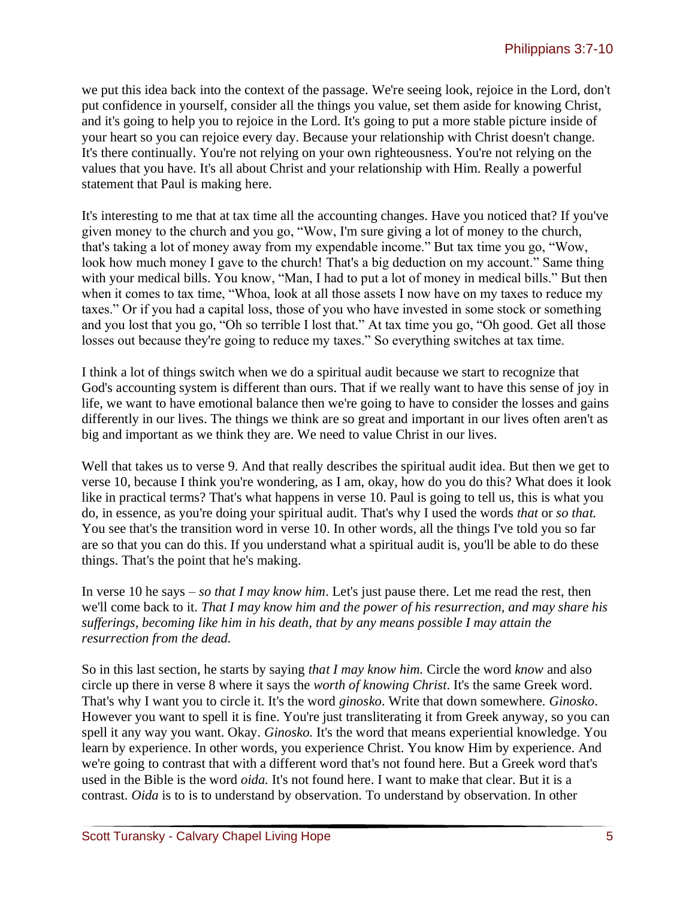we put this idea back into the context of the passage. We're seeing look, rejoice in the Lord, don't put confidence in yourself, consider all the things you value, set them aside for knowing Christ, and it's going to help you to rejoice in the Lord. It's going to put a more stable picture inside of your heart so you can rejoice every day. Because your relationship with Christ doesn't change. It's there continually. You're not relying on your own righteousness. You're not relying on the values that you have. It's all about Christ and your relationship with Him. Really a powerful statement that Paul is making here.

It's interesting to me that at tax time all the accounting changes. Have you noticed that? If you've given money to the church and you go, "Wow, I'm sure giving a lot of money to the church, that's taking a lot of money away from my expendable income." But tax time you go, "Wow, look how much money I gave to the church! That's a big deduction on my account." Same thing with your medical bills. You know, "Man, I had to put a lot of money in medical bills." But then when it comes to tax time, "Whoa, look at all those assets I now have on my taxes to reduce my taxes." Or if you had a capital loss, those of you who have invested in some stock or something and you lost that you go, "Oh so terrible I lost that." At tax time you go, "Oh good. Get all those losses out because they're going to reduce my taxes." So everything switches at tax time.

I think a lot of things switch when we do a spiritual audit because we start to recognize that God's accounting system is different than ours. That if we really want to have this sense of joy in life, we want to have emotional balance then we're going to have to consider the losses and gains differently in our lives. The things we think are so great and important in our lives often aren't as big and important as we think they are. We need to value Christ in our lives.

Well that takes us to verse 9. And that really describes the spiritual audit idea. But then we get to verse 10, because I think you're wondering, as I am, okay, how do you do this? What does it look like in practical terms? That's what happens in verse 10. Paul is going to tell us, this is what you do, in essence, as you're doing your spiritual audit. That's why I used the words *that* or *so that.* You see that's the transition word in verse 10. In other words, all the things I've told you so far are so that you can do this. If you understand what a spiritual audit is, you'll be able to do these things. That's the point that he's making.

In verse 10 he says – *so that I may know him*. Let's just pause there. Let me read the rest, then we'll come back to it. *That I may know him and the power of his resurrection, and may share his sufferings, becoming like him in his death, that by any means possible I may attain the resurrection from the dead.*

So in this last section, he starts by saying *that I may know him.* Circle the word *know* and also circle up there in verse 8 where it says the *worth of knowing Christ*. It's the same Greek word. That's why I want you to circle it. It's the word *ginosko*. Write that down somewhere. *Ginosko*. However you want to spell it is fine. You're just transliterating it from Greek anyway, so you can spell it any way you want. Okay. *Ginosko.* It's the word that means experiential knowledge. You learn by experience. In other words, you experience Christ. You know Him by experience. And we're going to contrast that with a different word that's not found here. But a Greek word that's used in the Bible is the word *oida.* It's not found here. I want to make that clear. But it is a contrast. *Oida* is to is to understand by observation. To understand by observation. In other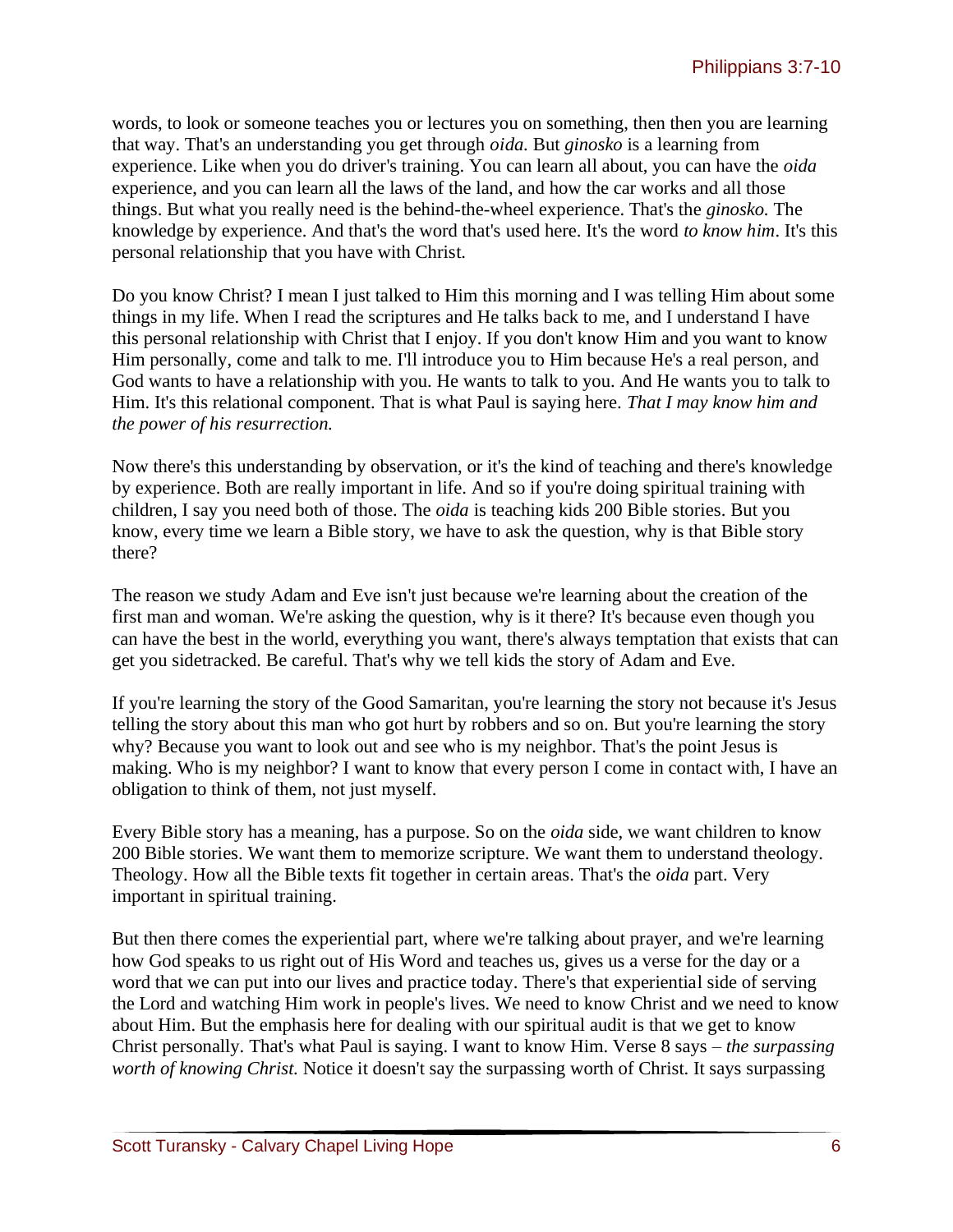words, to look or someone teaches you or lectures you on something, then then you are learning that way. That's an understanding you get through *oida*. But *ginosko* is a learning from experience. Like when you do driver's training. You can learn all about, you can have the *oida* experience, and you can learn all the laws of the land, and how the car works and all those things. But what you really need is the behind-the-wheel experience. That's the *ginosko.* The knowledge by experience. And that's the word that's used here. It's the word *to know him*. It's this personal relationship that you have with Christ.

Do you know Christ? I mean I just talked to Him this morning and I was telling Him about some things in my life. When I read the scriptures and He talks back to me, and I understand I have this personal relationship with Christ that I enjoy. If you don't know Him and you want to know Him personally, come and talk to me. I'll introduce you to Him because He's a real person, and God wants to have a relationship with you. He wants to talk to you. And He wants you to talk to Him. It's this relational component. That is what Paul is saying here. *That I may know him and the power of his resurrection.*

Now there's this understanding by observation, or it's the kind of teaching and there's knowledge by experience. Both are really important in life. And so if you're doing spiritual training with children, I say you need both of those. The *oida* is teaching kids 200 Bible stories. But you know, every time we learn a Bible story, we have to ask the question, why is that Bible story there?

The reason we study Adam and Eve isn't just because we're learning about the creation of the first man and woman. We're asking the question, why is it there? It's because even though you can have the best in the world, everything you want, there's always temptation that exists that can get you sidetracked. Be careful. That's why we tell kids the story of Adam and Eve.

If you're learning the story of the Good Samaritan, you're learning the story not because it's Jesus telling the story about this man who got hurt by robbers and so on. But you're learning the story why? Because you want to look out and see who is my neighbor. That's the point Jesus is making. Who is my neighbor? I want to know that every person I come in contact with, I have an obligation to think of them, not just myself.

Every Bible story has a meaning, has a purpose. So on the *oida* side, we want children to know 200 Bible stories. We want them to memorize scripture. We want them to understand theology. Theology. How all the Bible texts fit together in certain areas. That's the *oida* part. Very important in spiritual training.

But then there comes the experiential part, where we're talking about prayer, and we're learning how God speaks to us right out of His Word and teaches us, gives us a verse for the day or a word that we can put into our lives and practice today. There's that experiential side of serving the Lord and watching Him work in people's lives. We need to know Christ and we need to know about Him. But the emphasis here for dealing with our spiritual audit is that we get to know Christ personally. That's what Paul is saying. I want to know Him. Verse 8 says – *the surpassing worth of knowing Christ.* Notice it doesn't say the surpassing worth of Christ. It says surpassing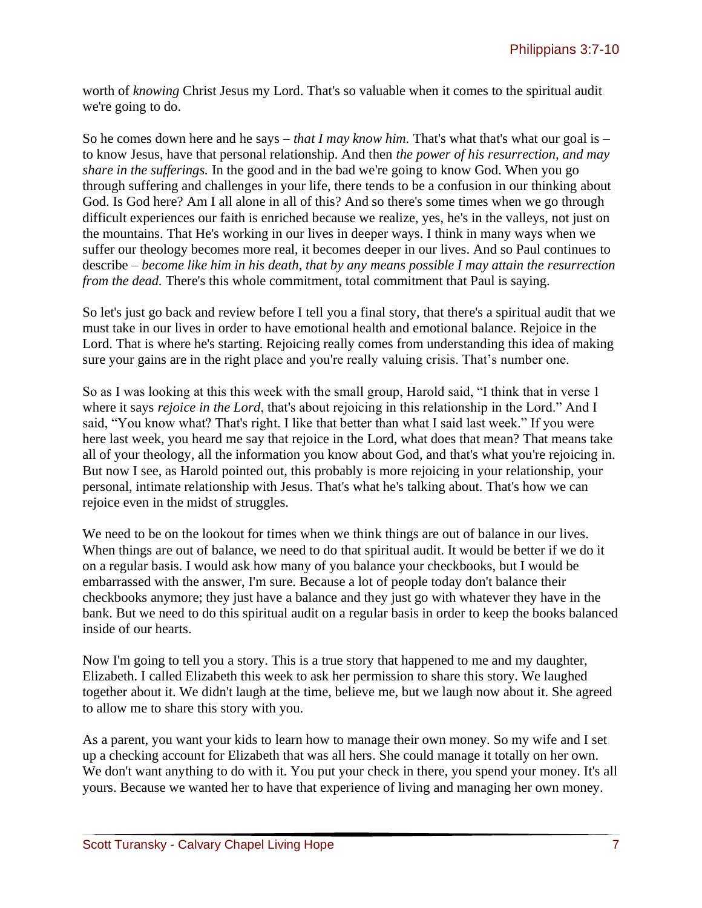worth of *knowing* Christ Jesus my Lord. That's so valuable when it comes to the spiritual audit we're going to do.

So he comes down here and he says – *that I may know him.* That's what that's what our goal is – to know Jesus, have that personal relationship. And then *the power of his resurrection, and may share in the sufferings.* In the good and in the bad we're going to know God. When you go through suffering and challenges in your life, there tends to be a confusion in our thinking about God. Is God here? Am I all alone in all of this? And so there's some times when we go through difficult experiences our faith is enriched because we realize, yes, he's in the valleys, not just on the mountains. That He's working in our lives in deeper ways. I think in many ways when we suffer our theology becomes more real, it becomes deeper in our lives. And so Paul continues to describe – *become like him in his death, that by any means possible I may attain the resurrection from the dead.* There's this whole commitment, total commitment that Paul is saying.

So let's just go back and review before I tell you a final story, that there's a spiritual audit that we must take in our lives in order to have emotional health and emotional balance. Rejoice in the Lord. That is where he's starting. Rejoicing really comes from understanding this idea of making sure your gains are in the right place and you're really valuing crisis. That's number one.

So as I was looking at this this week with the small group, Harold said, "I think that in verse 1 where it says *rejoice in the Lord*, that's about rejoicing in this relationship in the Lord." And I said, "You know what? That's right. I like that better than what I said last week." If you were here last week, you heard me say that rejoice in the Lord, what does that mean? That means take all of your theology, all the information you know about God, and that's what you're rejoicing in. But now I see, as Harold pointed out, this probably is more rejoicing in your relationship, your personal, intimate relationship with Jesus. That's what he's talking about. That's how we can rejoice even in the midst of struggles.

We need to be on the lookout for times when we think things are out of balance in our lives. When things are out of balance, we need to do that spiritual audit. It would be better if we do it on a regular basis. I would ask how many of you balance your checkbooks, but I would be embarrassed with the answer, I'm sure. Because a lot of people today don't balance their checkbooks anymore; they just have a balance and they just go with whatever they have in the bank. But we need to do this spiritual audit on a regular basis in order to keep the books balanced inside of our hearts.

Now I'm going to tell you a story. This is a true story that happened to me and my daughter, Elizabeth. I called Elizabeth this week to ask her permission to share this story. We laughed together about it. We didn't laugh at the time, believe me, but we laugh now about it. She agreed to allow me to share this story with you.

As a parent, you want your kids to learn how to manage their own money. So my wife and I set up a checking account for Elizabeth that was all hers. She could manage it totally on her own. We don't want anything to do with it. You put your check in there, you spend your money. It's all yours. Because we wanted her to have that experience of living and managing her own money.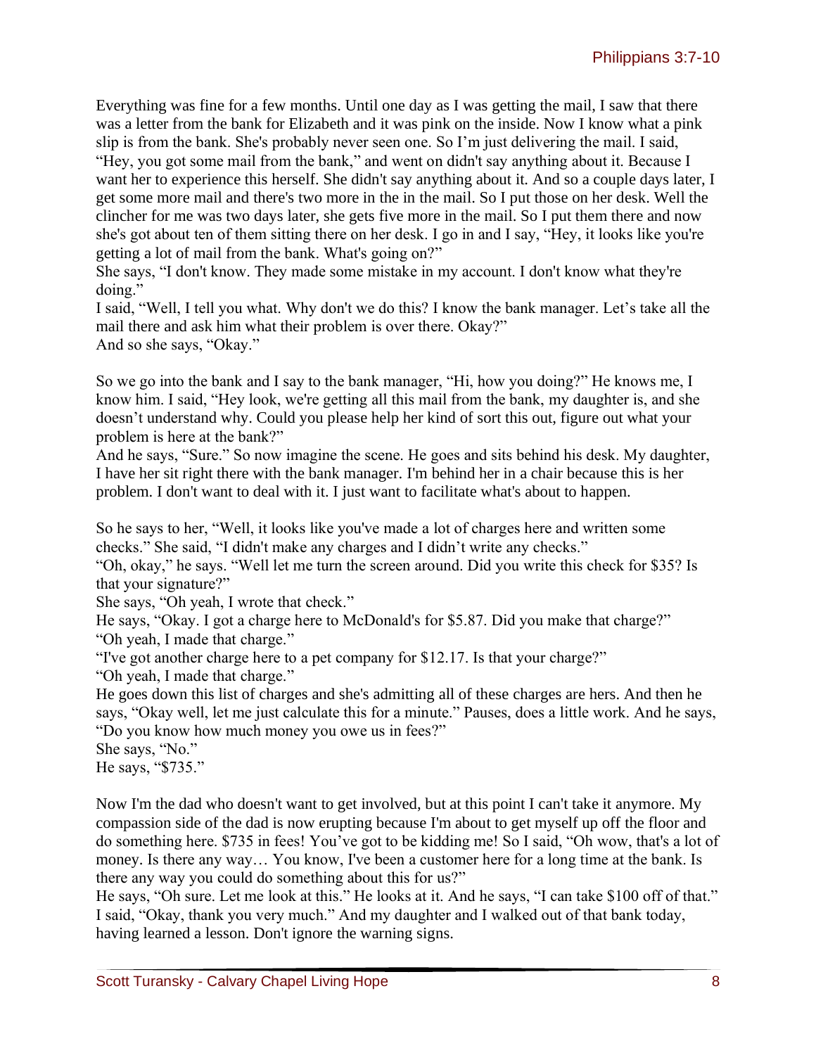Everything was fine for a few months. Until one day as I was getting the mail, I saw that there was a letter from the bank for Elizabeth and it was pink on the inside. Now I know what a pink slip is from the bank. She's probably never seen one. So I'm just delivering the mail. I said, "Hey, you got some mail from the bank," and went on didn't say anything about it. Because I want her to experience this herself. She didn't say anything about it. And so a couple days later, I get some more mail and there's two more in the in the mail. So I put those on her desk. Well the clincher for me was two days later, she gets five more in the mail. So I put them there and now she's got about ten of them sitting there on her desk. I go in and I say, "Hey, it looks like you're getting a lot of mail from the bank. What's going on?"
She says, "I don't know. They made some mistake in my account. I don't know what they're doing."
I said, "Well, I tell you what. Why don't we do this? I know the bank manager. Let's take all the mail there and ask him what their problem is over there. Okay?"
And so she says, "Okay."

So we go into the bank and I say to the bank manager, "Hi, how you doing?" He knows me, I know him. I said, "Hey look, we're getting all this mail from the bank, my daughter is, and she doesn't understand why. Could you please help her kind of sort this out, figure out what your problem is here at the bank?"
And he says, "Sure." So now imagine the scene. He goes and sits behind his desk. My daughter, I have her sit right there with the bank manager. I'm behind her in a chair because this is her problem. I don't want to deal with it. I just want to facilitate what's about to happen.

So he says to her, "Well, it looks like you've made a lot of charges here and written some checks." She said, "I didn't make any charges and I didn't write any checks."
"Oh, okay," he says. "Well let me turn the screen around. Did you write this check for $35? Is that your signature?"
She says, "Oh yeah, I wrote that check."
He says, "Okay. I got a charge here to McDonald's for $5.87. Did you make that charge?"
"Oh yeah, I made that charge."
"I've got another charge here to a pet company for $12.17. Is that your charge?"
"Oh yeah, I made that charge."
He goes down this list of charges and she's admitting all of these charges are hers. And then he says, "Okay well, let me just calculate this for a minute." Pauses, does a little work. And he says, "Do you know how much money you owe us in fees?"
She says, "No."
He says, "$735."

Now I'm the dad who doesn't want to get involved, but at this point I can't take it anymore. My compassion side of the dad is now erupting because I'm about to get myself up off the floor and do something here. $735 in fees! You've got to be kidding me! So I said, "Oh wow, that's a lot of money. Is there any way… You know, I've been a customer here for a long time at the bank. Is there any way you could do something about this for us?"
He says, "Oh sure. Let me look at this." He looks at it. And he says, "I can take $100 off of that."
I said, "Okay, thank you very much." And my daughter and I walked out of that bank today, having learned a lesson. Don't ignore the warning signs.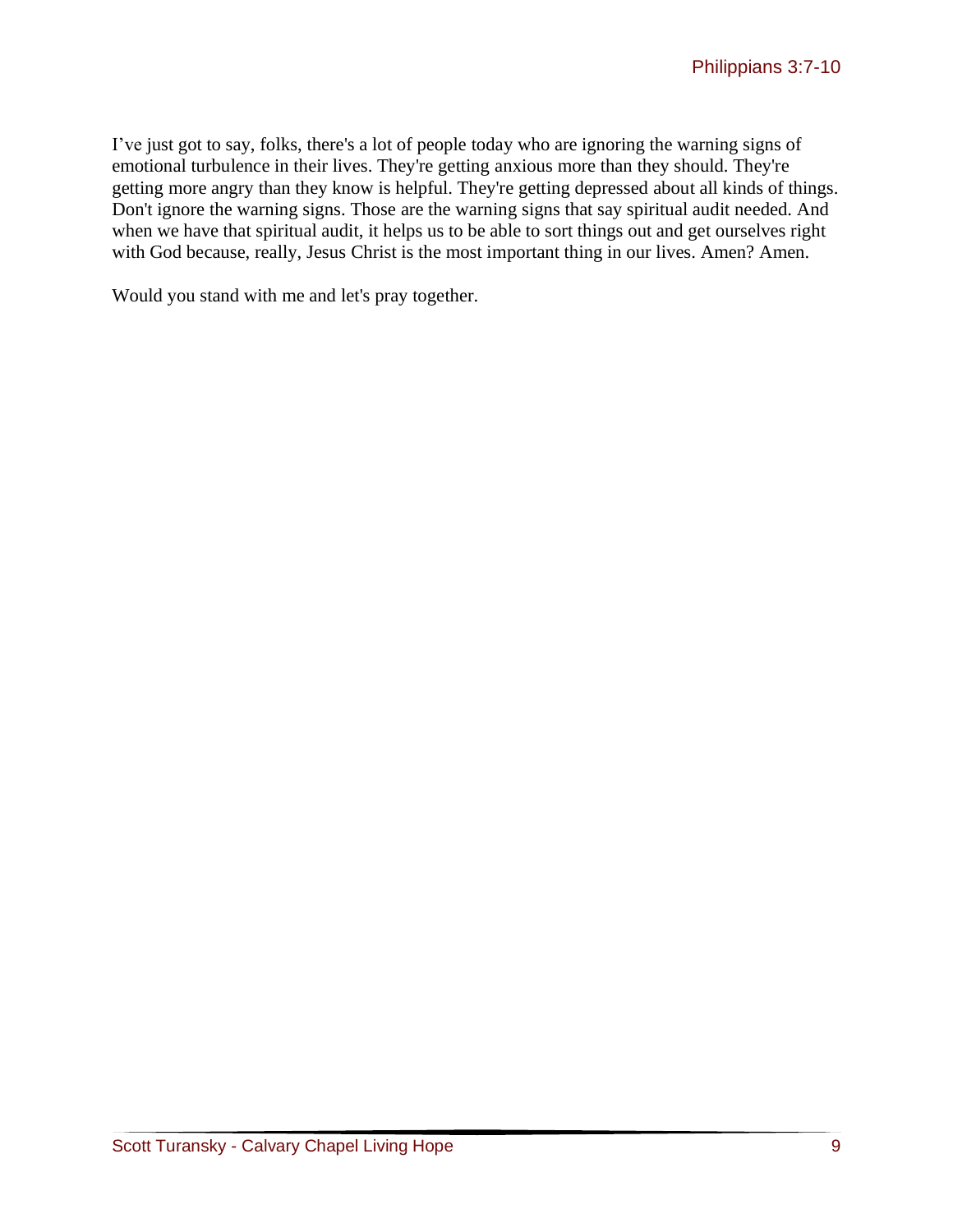I've just got to say, folks, there's a lot of people today who are ignoring the warning signs of emotional turbulence in their lives. They're getting anxious more than they should. They're getting more angry than they know is helpful. They're getting depressed about all kinds of things. Don't ignore the warning signs. Those are the warning signs that say spiritual audit needed. And when we have that spiritual audit, it helps us to be able to sort things out and get ourselves right with God because, really, Jesus Christ is the most important thing in our lives. Amen? Amen.

Would you stand with me and let's pray together.